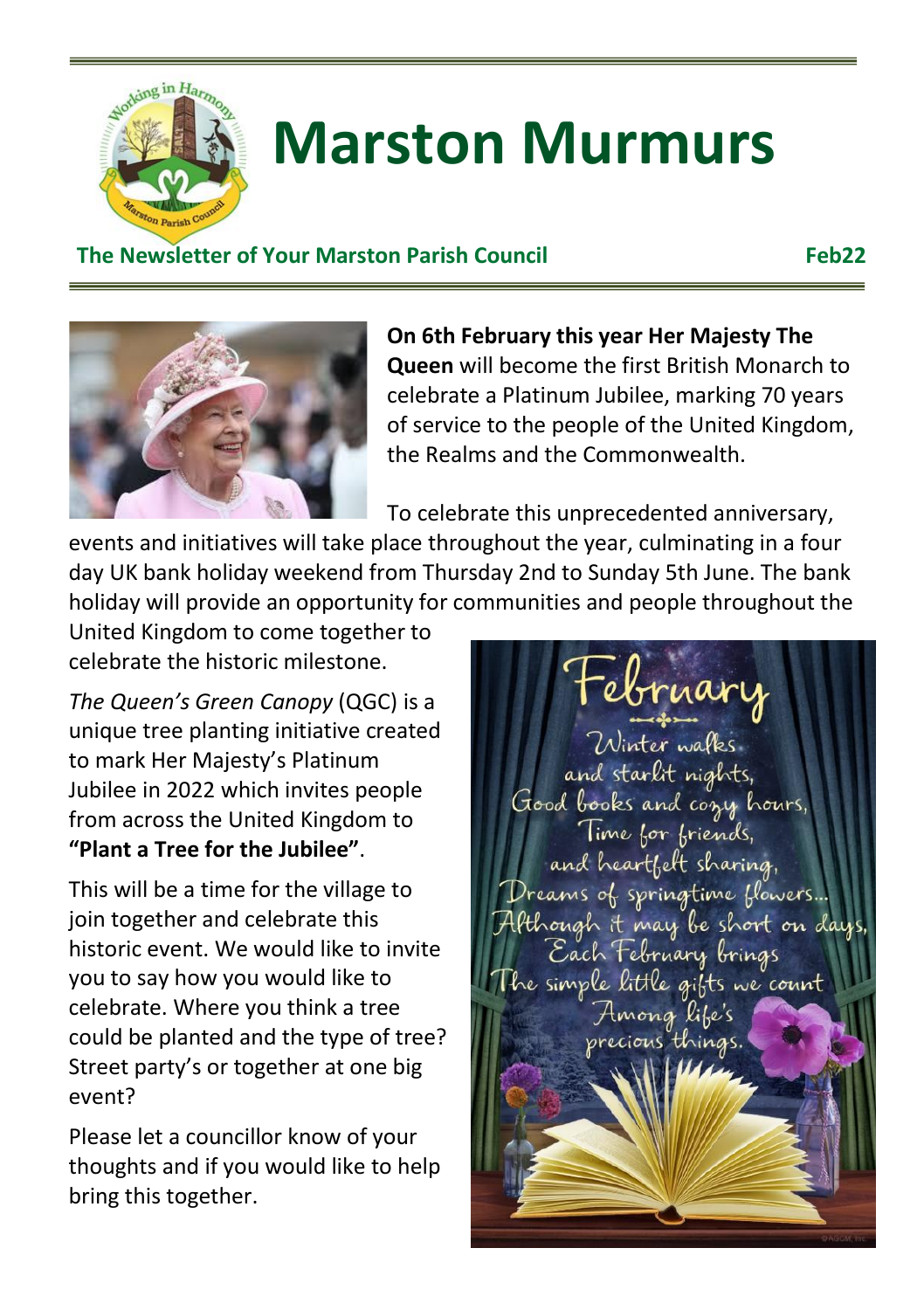# Marston Murmurs

**The Newsletter of Your Marston Parish Council** **Feb22**

**On 6th February this year Her Majesty The Queen** will become the first British Monarch to celebrate a Platinum Jubilee, marking 70 years of service to the people of the United Kingdom, the Realms and the Commonwealth.

To celebrate this unprecedented anniversary, events and initiatives will take place throughout the year, culminating in a four day UK bank holiday weekend from Thursday 2nd to Sunday 5th June. The bank holiday will provide an opportunity for communities and people throughout the United Kingdom to come together to celebrate the historic milestone.

*The Queen's Green Canopy* (QGC) is a unique tree planting initiative created to mark Her Majesty's Platinum Jubilee in 2022 which invites people from across the United Kingdom to **"Plant a Tree for the Jubilee"**.

This will be a time for the village to join together and celebrate this historic event. We would like to invite you to say how you would like to celebrate. Where you think a tree could be planted and the type of tree? Street party's or together at one big event?

Please let a councillor know of your thoughts and if you would like to help bring this together.

February

Winter walks
and starlit nights,
Good books and cozy hours,
Time for friends,
and heartfelt sharing,
Dreams of springtime flowers...
Although it may be short on days,
Each February brings
The simple little gifts we count
Among life's
precious things.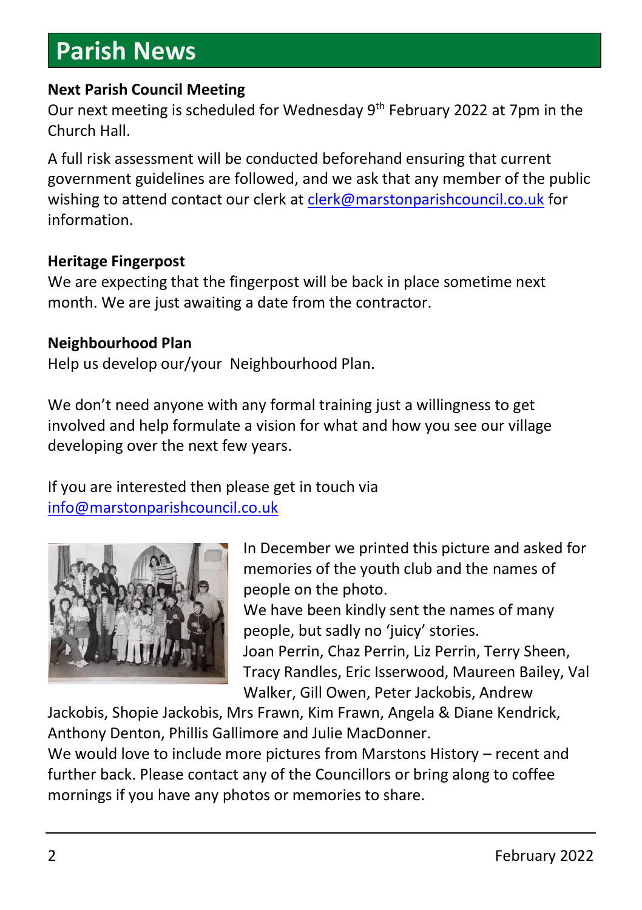# Parish News

**Next Parish Council Meeting**

Our next meeting is scheduled for Wednesday 9th February 2022 at 7pm in the Church Hall.

A full risk assessment will be conducted beforehand ensuring that current government guidelines are followed, and we ask that any member of the public wishing to attend contact our clerk at clerk@marstonparishcouncil.co.uk for information.

**Heritage Fingerpost**

We are expecting that the fingerpost will be back in place sometime next month. We are just awaiting a date from the contractor.

**Neighbourhood Plan**

Help us develop our/your Neighbourhood Plan.

We don't need anyone with any formal training just a willingness to get involved and help formulate a vision for what and how you see our village developing over the next few years.

If you are interested then please get in touch via info@marstonparishcouncil.co.uk

In December we printed this picture and asked for memories of the youth club and the names of people on the photo.
We have been kindly sent the names of many people, but sadly no 'juicy' stories.
Joan Perrin, Chaz Perrin, Liz Perrin, Terry Sheen, Tracy Randles, Eric Isserwood, Maureen Bailey, Val Walker, Gill Owen, Peter Jackobis, Andrew Jackobis, Shopie Jackobis, Mrs Frawn, Kim Frawn, Angela & Diane Kendrick, Anthony Denton, Phillis Gallimore and Julie MacDonner.
We would love to include more pictures from Marstons History – recent and further back. Please contact any of the Councillors or bring along to coffee mornings if you have any photos or memories to share.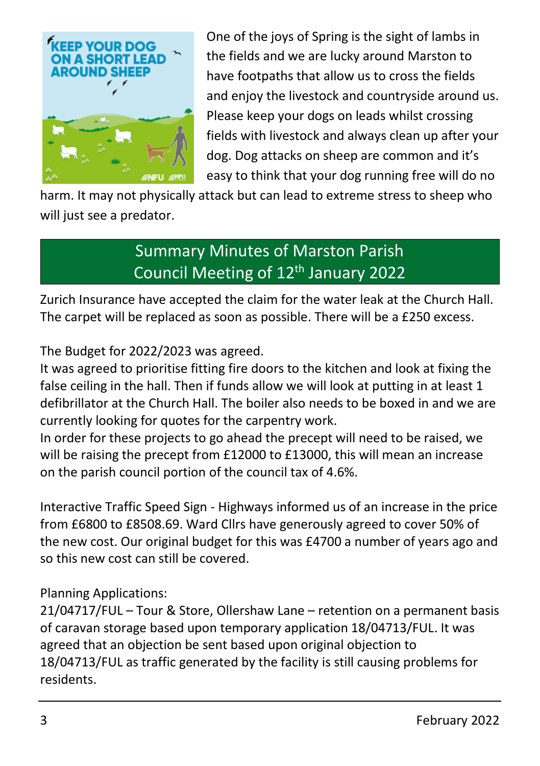One of the joys of Spring is the sight of lambs in the fields and we are lucky around Marston to have footpaths that allow us to cross the fields and enjoy the livestock and countryside around us. Please keep your dogs on leads whilst crossing fields with livestock and always clean up after your dog. Dog attacks on sheep are common and it's easy to think that your dog running free will do no harm. It may not physically attack but can lead to extreme stress to sheep who will just see a predator.

## Summary Minutes of Marston Parish Council Meeting of 12th January 2022

Zurich Insurance have accepted the claim for the water leak at the Church Hall. The carpet will be replaced as soon as possible. There will be a £250 excess.

The Budget for 2022/2023 was agreed.
It was agreed to prioritise fitting fire doors to the kitchen and look at fixing the false ceiling in the hall. Then if funds allow we will look at putting in at least 1 defibrillator at the Church Hall. The boiler also needs to be boxed in and we are currently looking for quotes for the carpentry work.
In order for these projects to go ahead the precept will need to be raised, we will be raising the precept from £12000 to £13000, this will mean an increase on the parish council portion of the council tax of 4.6%.

Interactive Traffic Speed Sign - Highways informed us of an increase in the price from £6800 to £8508.69. Ward Cllrs have generously agreed to cover 50% of the new cost. Our original budget for this was £4700 a number of years ago and so this new cost can still be covered.

Planning Applications:
21/04717/FUL – Tour & Store, Ollershaw Lane – retention on a permanent basis of caravan storage based upon temporary application 18/04713/FUL. It was agreed that an objection be sent based upon original objection to 18/04713/FUL as traffic generated by the facility is still causing problems for residents.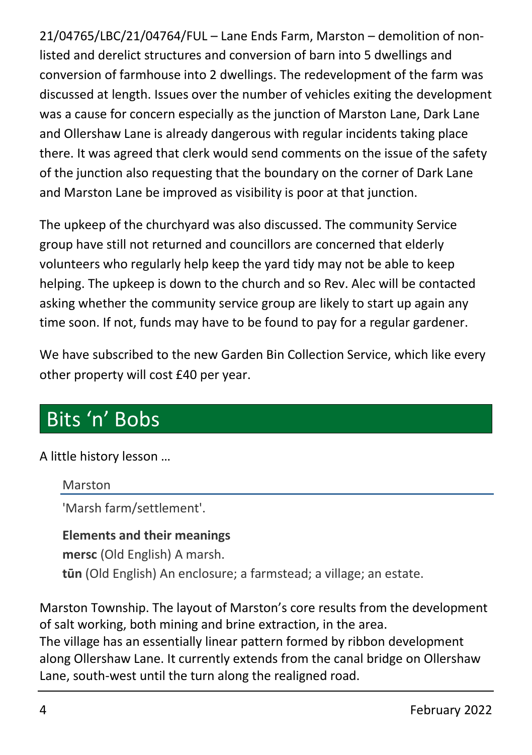21/04765/LBC/21/04764/FUL – Lane Ends Farm, Marston – demolition of non-listed and derelict structures and conversion of barn into 5 dwellings and conversion of farmhouse into 2 dwellings. The redevelopment of the farm was discussed at length. Issues over the number of vehicles exiting the development was a cause for concern especially as the junction of Marston Lane, Dark Lane and Ollershaw Lane is already dangerous with regular incidents taking place there. It was agreed that clerk would send comments on the issue of the safety of the junction also requesting that the boundary on the corner of Dark Lane and Marston Lane be improved as visibility is poor at that junction.

The upkeep of the churchyard was also discussed. The community Service group have still not returned and councillors are concerned that elderly volunteers who regularly help keep the yard tidy may not be able to keep helping. The upkeep is down to the church and so Rev. Alec will be contacted asking whether the community service group are likely to start up again any time soon. If not, funds may have to be found to pay for a regular gardener.

We have subscribed to the new Garden Bin Collection Service, which like every other property will cost £40 per year.

## Bits 'n' Bobs

A little history lesson …

### Marston

'Marsh farm/settlement'.

**Elements and their meanings**
**mersc** (Old English) A marsh.
**tūn** (Old English) An enclosure; a farmstead; a village; an estate.

Marston Township. The layout of Marston's core results from the development of salt working, both mining and brine extraction, in the area.
The village has an essentially linear pattern formed by ribbon development along Ollershaw Lane. It currently extends from the canal bridge on Ollershaw Lane, south-west until the turn along the realigned road.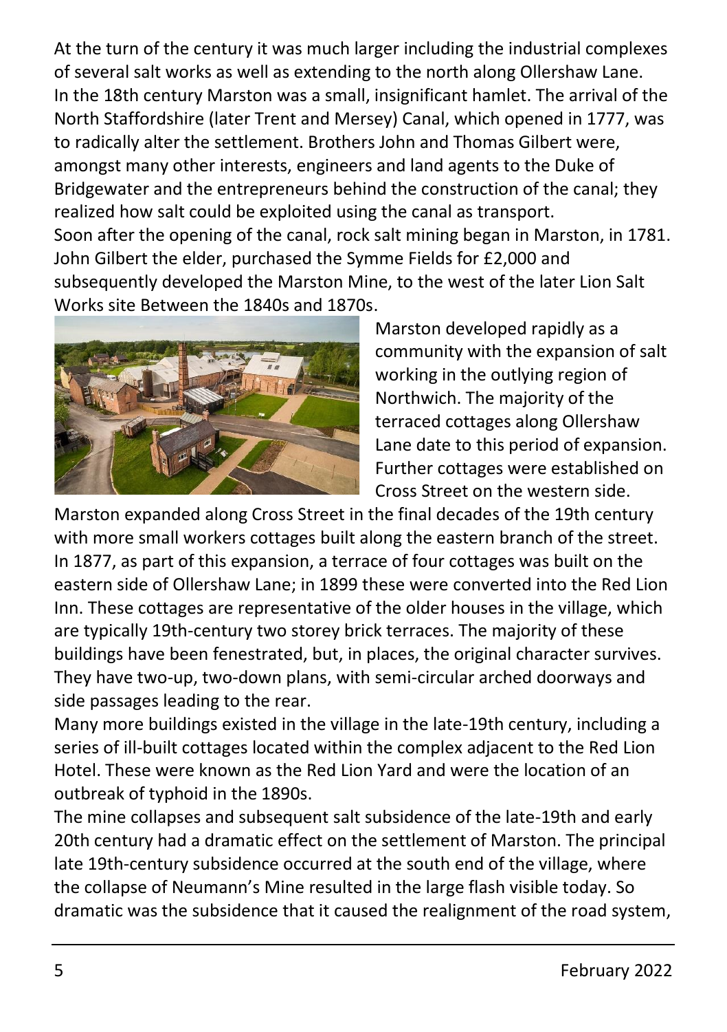At the turn of the century it was much larger including the industrial complexes of several salt works as well as extending to the north along Ollershaw Lane.

In the 18th century Marston was a small, insignificant hamlet. The arrival of the North Staffordshire (later Trent and Mersey) Canal, which opened in 1777, was to radically alter the settlement. Brothers John and Thomas Gilbert were, amongst many other interests, engineers and land agents to the Duke of Bridgewater and the entrepreneurs behind the construction of the canal; they realized how salt could be exploited using the canal as transport.

Soon after the opening of the canal, rock salt mining began in Marston, in 1781. John Gilbert the elder, purchased the Symme Fields for £2,000 and subsequently developed the Marston Mine, to the west of the later Lion Salt Works site Between the 1840s and 1870s.

Marston developed rapidly as a community with the expansion of salt working in the outlying region of Northwich. The majority of the terraced cottages along Ollershaw Lane date to this period of expansion. Further cottages were established on Cross Street on the western side.

Marston expanded along Cross Street in the final decades of the 19th century with more small workers cottages built along the eastern branch of the street. In 1877, as part of this expansion, a terrace of four cottages was built on the eastern side of Ollershaw Lane; in 1899 these were converted into the Red Lion Inn. These cottages are representative of the older houses in the village, which are typically 19th-century two storey brick terraces. The majority of these buildings have been fenestrated, but, in places, the original character survives. They have two-up, two-down plans, with semi-circular arched doorways and side passages leading to the rear.

Many more buildings existed in the village in the late-19th century, including a series of ill-built cottages located within the complex adjacent to the Red Lion Hotel. These were known as the Red Lion Yard and were the location of an outbreak of typhoid in the 1890s.

The mine collapses and subsequent salt subsidence of the late-19th and early 20th century had a dramatic effect on the settlement of Marston. The principal late 19th-century subsidence occurred at the south end of the village, where the collapse of Neumann's Mine resulted in the large flash visible today. So dramatic was the subsidence that it caused the realignment of the road system,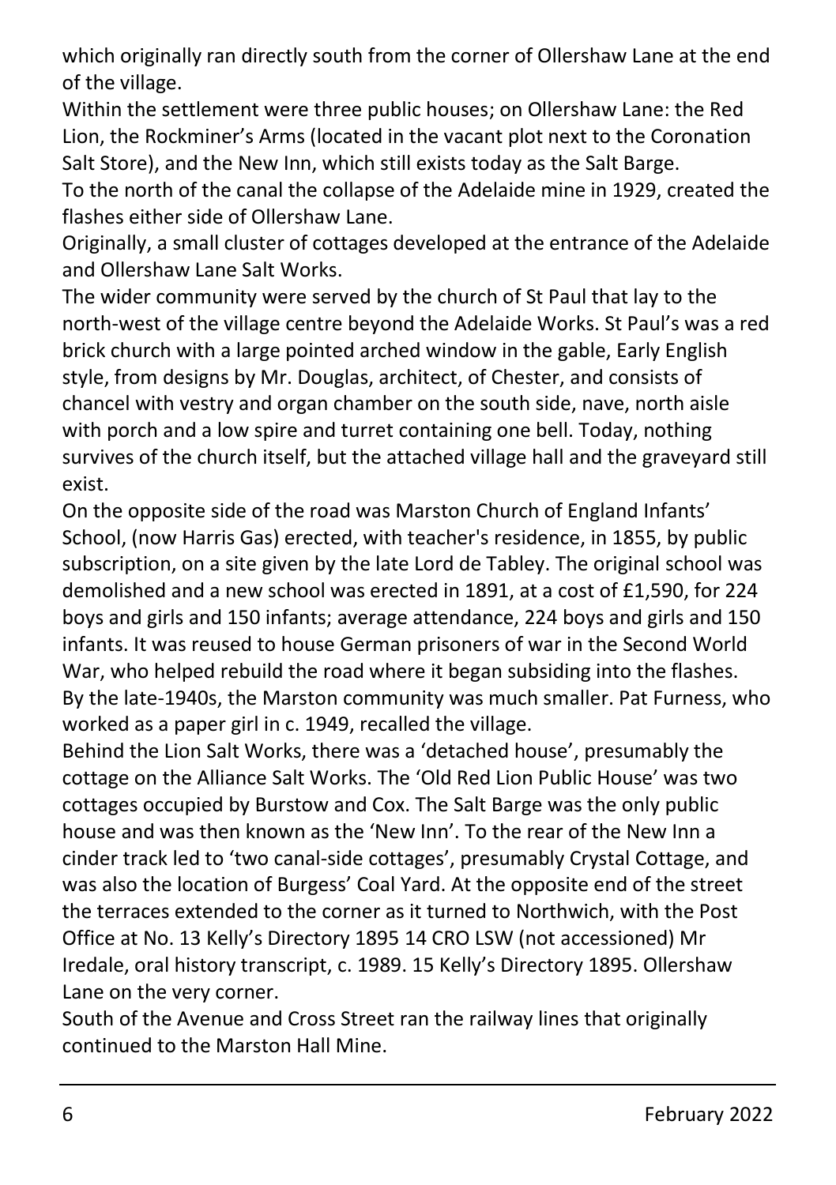which originally ran directly south from the corner of Ollershaw Lane at the end of the village.

Within the settlement were three public houses; on Ollershaw Lane: the Red Lion, the Rockminer's Arms (located in the vacant plot next to the Coronation Salt Store), and the New Inn, which still exists today as the Salt Barge.

To the north of the canal the collapse of the Adelaide mine in 1929, created the flashes either side of Ollershaw Lane.

Originally, a small cluster of cottages developed at the entrance of the Adelaide and Ollershaw Lane Salt Works.

The wider community were served by the church of St Paul that lay to the north-west of the village centre beyond the Adelaide Works. St Paul's was a red brick church with a large pointed arched window in the gable, Early English style, from designs by Mr. Douglas, architect, of Chester, and consists of chancel with vestry and organ chamber on the south side, nave, north aisle with porch and a low spire and turret containing one bell. Today, nothing survives of the church itself, but the attached village hall and the graveyard still exist.

On the opposite side of the road was Marston Church of England Infants' School, (now Harris Gas) erected, with teacher's residence, in 1855, by public subscription, on a site given by the late Lord de Tabley. The original school was demolished and a new school was erected in 1891, at a cost of £1,590, for 224 boys and girls and 150 infants; average attendance, 224 boys and girls and 150 infants. It was reused to house German prisoners of war in the Second World War, who helped rebuild the road where it began subsiding into the flashes.

By the late-1940s, the Marston community was much smaller. Pat Furness, who worked as a paper girl in c. 1949, recalled the village.

Behind the Lion Salt Works, there was a 'detached house', presumably the cottage on the Alliance Salt Works. The 'Old Red Lion Public House' was two cottages occupied by Burstow and Cox. The Salt Barge was the only public house and was then known as the 'New Inn'. To the rear of the New Inn a cinder track led to 'two canal-side cottages', presumably Crystal Cottage, and was also the location of Burgess' Coal Yard. At the opposite end of the street the terraces extended to the corner as it turned to Northwich, with the Post Office at No. 13 Kelly's Directory 1895 14 CRO LSW (not accessioned) Mr Iredale, oral history transcript, c. 1989. 15 Kelly's Directory 1895. Ollershaw Lane on the very corner.

South of the Avenue and Cross Street ran the railway lines that originally continued to the Marston Hall Mine.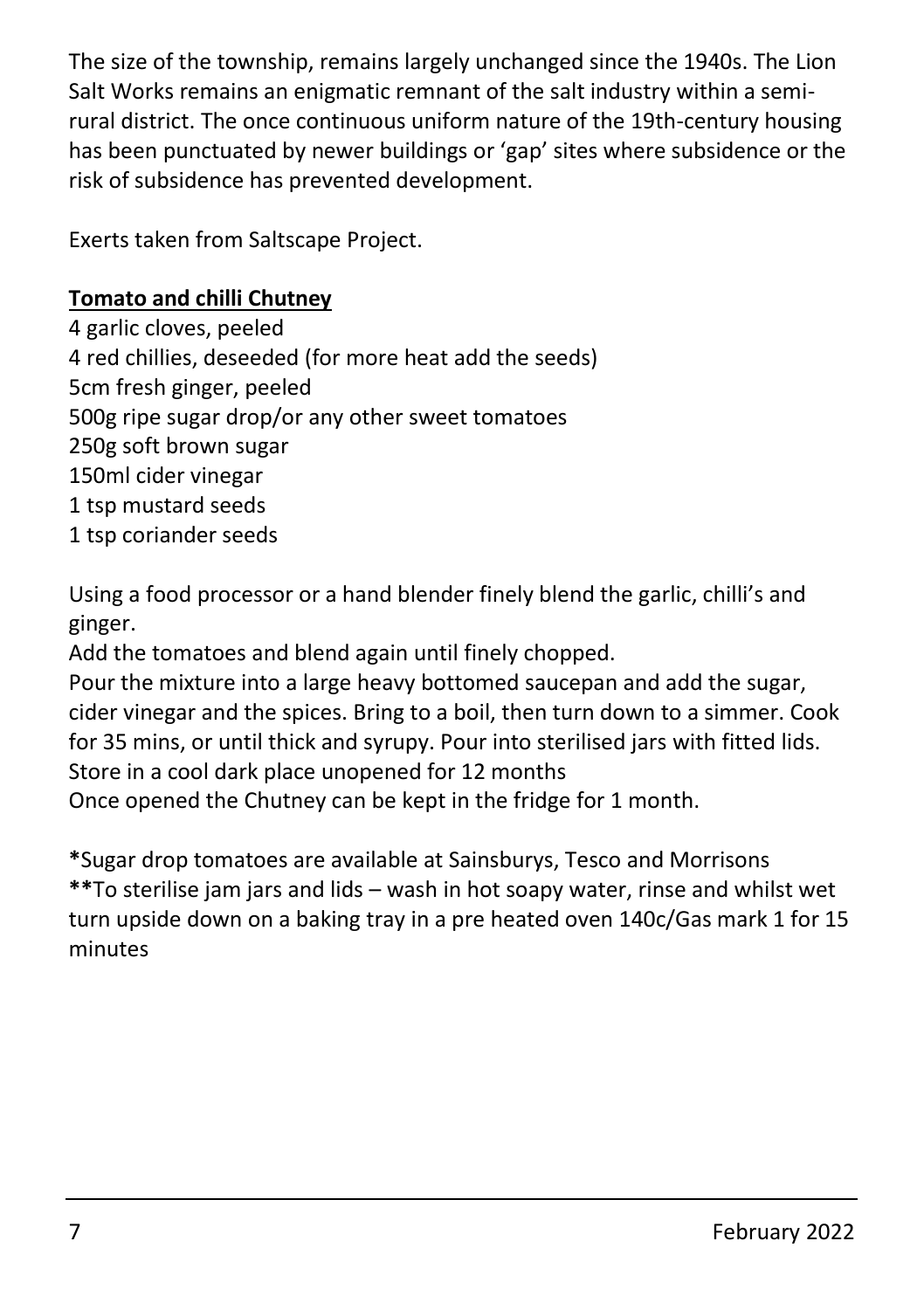The size of the township, remains largely unchanged since the 1940s. The Lion Salt Works remains an enigmatic remnant of the salt industry within a semi-rural district. The once continuous uniform nature of the 19th-century housing has been punctuated by newer buildings or 'gap' sites where subsidence or the risk of subsidence has prevented development.

Exerts taken from Saltscape Project.

**Tomato and chilli Chutney**

4 garlic cloves, peeled
4 red chillies, deseeded (for more heat add the seeds)
5cm fresh ginger, peeled
500g ripe sugar drop/or any other sweet tomatoes
250g soft brown sugar
150ml cider vinegar
1 tsp mustard seeds
1 tsp coriander seeds

Using a food processor or a hand blender finely blend the garlic, chilli's and ginger.
Add the tomatoes and blend again until finely chopped.
Pour the mixture into a large heavy bottomed saucepan and add the sugar, cider vinegar and the spices. Bring to a boil, then turn down to a simmer. Cook for 35 mins, or until thick and syrupy. Pour into sterilised jars with fitted lids.
Store in a cool dark place unopened for 12 months
Once opened the Chutney can be kept in the fridge for 1 month.

**\***Sugar drop tomatoes are available at Sainsburys, Tesco and Morrisons
**\*\***To sterilise jam jars and lids – wash in hot soapy water, rinse and whilst wet turn upside down on a baking tray in a pre heated oven 140c/Gas mark 1 for 15 minutes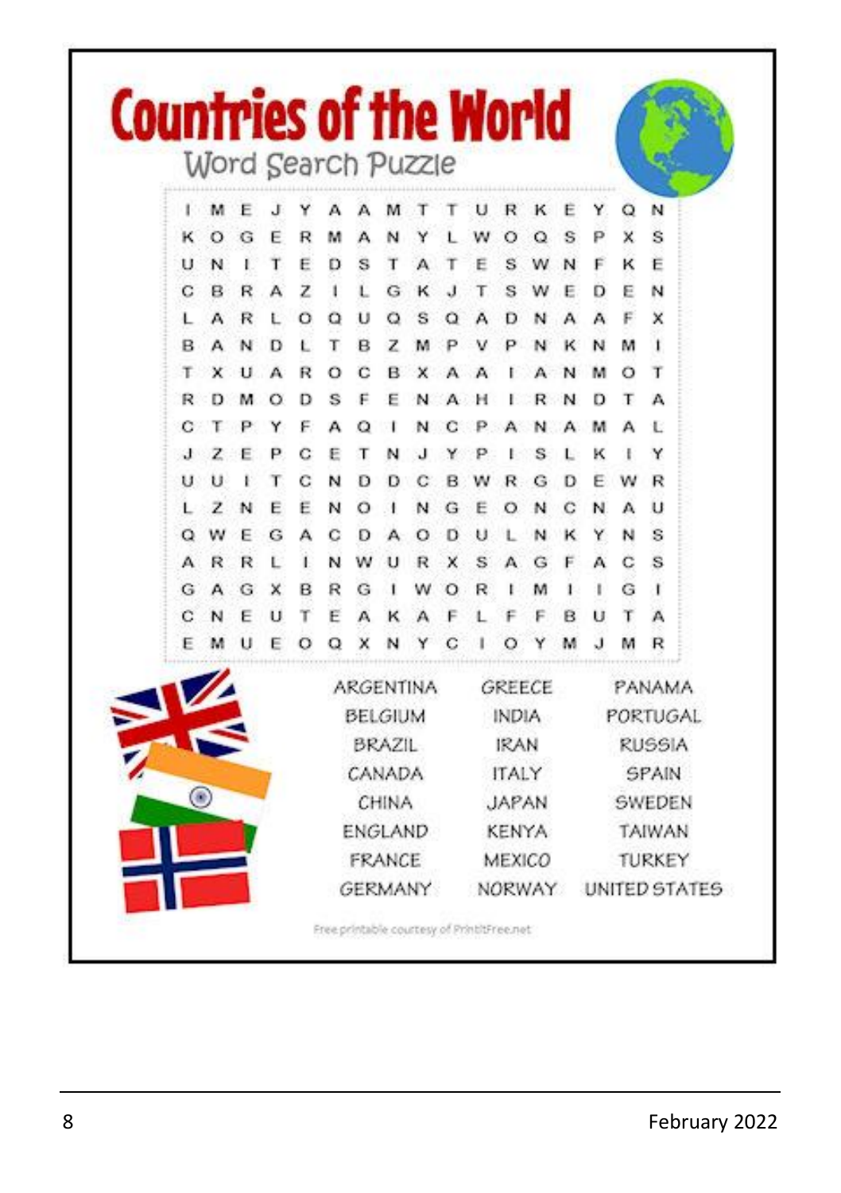# Countries of the World

## Word Search Puzzle

```
I M E J Y A A M T T U R K E Y Q N
K O G E R M A N Y L W O Q S P X S
U N I T E D S T A T E S W N F K E
C B R A Z I L G K J T S W E D E N
L A R L O Q U Q S Q A D N A A F X
B A N D L T B Z M P V P N K N M I
T X U A R O C B X A A I A N M O T
R D M O D S F E N A H I R N D T A
C T P Y F A Q I N C P A N A M A L
J Z E P C E T N J Y P I S L K I Y
U U I T C N D D C B W R G D E W R
L Z N E E N O I N G E O N C N A U
Q W E G A C D A O D U L N K Y N S
A R R L I N W U R X S A G F A C S
G A G X B R G I W O R I M I I G I
C N E U T E A K A F L F F B U T A
E M U E O Q X N Y C I O Y M J M R
```

| | | |
|---|---|---|
| ARGENTINA | GREECE | PANAMA |
| BELGIUM | INDIA | PORTUGAL |
| BRAZIL | IRAN | RUSSIA |
| CANADA | ITALY | SPAIN |
| CHINA | JAPAN | SWEDEN |
| ENGLAND | KENYA | TAIWAN |
| FRANCE | MEXICO | TURKEY |
| GERMANY | NORWAY | UNITED STATES |

Free printable courtesy of PrintItFree.net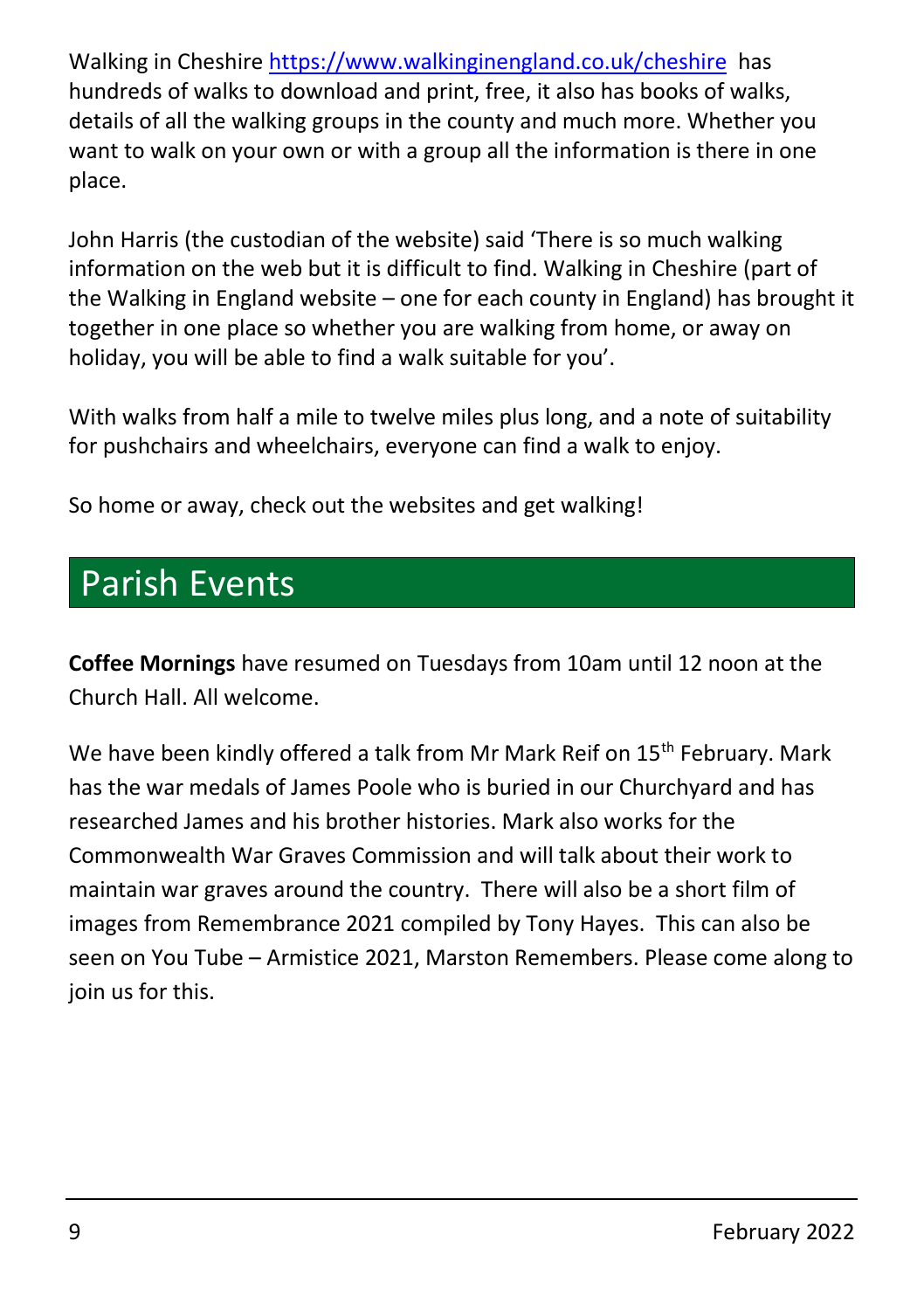Walking in Cheshire https://www.walkinginengland.co.uk/cheshire has hundreds of walks to download and print, free, it also has books of walks, details of all the walking groups in the county and much more. Whether you want to walk on your own or with a group all the information is there in one place.

John Harris (the custodian of the website) said 'There is so much walking information on the web but it is difficult to find. Walking in Cheshire (part of the Walking in England website – one for each county in England) has brought it together in one place so whether you are walking from home, or away on holiday, you will be able to find a walk suitable for you'.

With walks from half a mile to twelve miles plus long, and a note of suitability for pushchairs and wheelchairs, everyone can find a walk to enjoy.

So home or away, check out the websites and get walking!

## Parish Events

**Coffee Mornings** have resumed on Tuesdays from 10am until 12 noon at the Church Hall. All welcome.

We have been kindly offered a talk from Mr Mark Reif on 15th February. Mark has the war medals of James Poole who is buried in our Churchyard and has researched James and his brother histories. Mark also works for the Commonwealth War Graves Commission and will talk about their work to maintain war graves around the country. There will also be a short film of images from Remembrance 2021 compiled by Tony Hayes. This can also be seen on You Tube – Armistice 2021, Marston Remembers. Please come along to join us for this.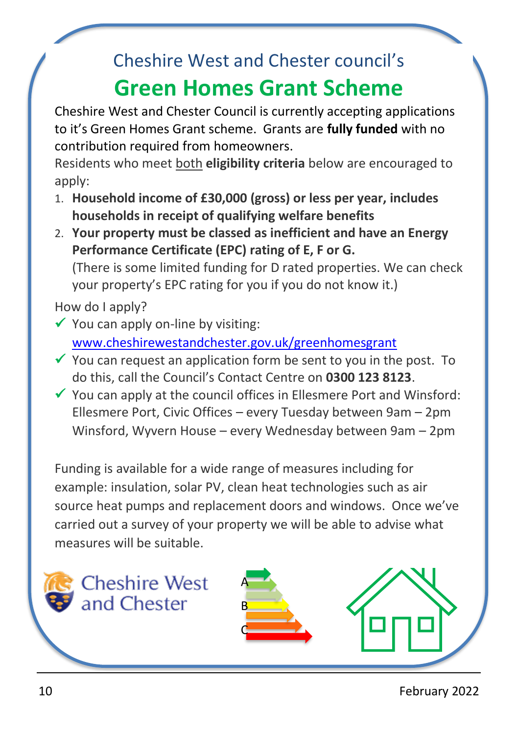## Cheshire West and Chester council's

# Green Homes Grant Scheme

Cheshire West and Chester Council is currently accepting applications to it's Green Homes Grant scheme. Grants are **fully funded** with no contribution required from homeowners.

Residents who meet both **eligibility criteria** below are encouraged to apply:

1. **Household income of £30,000 (gross) or less per year, includes households in receipt of qualifying welfare benefits**
2. **Your property must be classed as inefficient and have an Energy Performance Certificate (EPC) rating of E, F or G.**
   (There is some limited funding for D rated properties. We can check your property's EPC rating for you if you do not know it.)

How do I apply?

- ✓ You can apply on-line by visiting: www.cheshirewestandchester.gov.uk/greenhomesgrant
- ✓ You can request an application form be sent to you in the post. To do this, call the Council's Contact Centre on **0300 123 8123**.
- ✓ You can apply at the council offices in Ellesmere Port and Winsford:
  Ellesmere Port, Civic Offices – every Tuesday between 9am – 2pm
  Winsford, Wyvern House – every Wednesday between 9am – 2pm

Funding is available for a wide range of measures including for example: insulation, solar PV, clean heat technologies such as air source heat pumps and replacement doors and windows. Once we've carried out a survey of your property we will be able to advise what measures will be suitable.

Cheshire West and Chester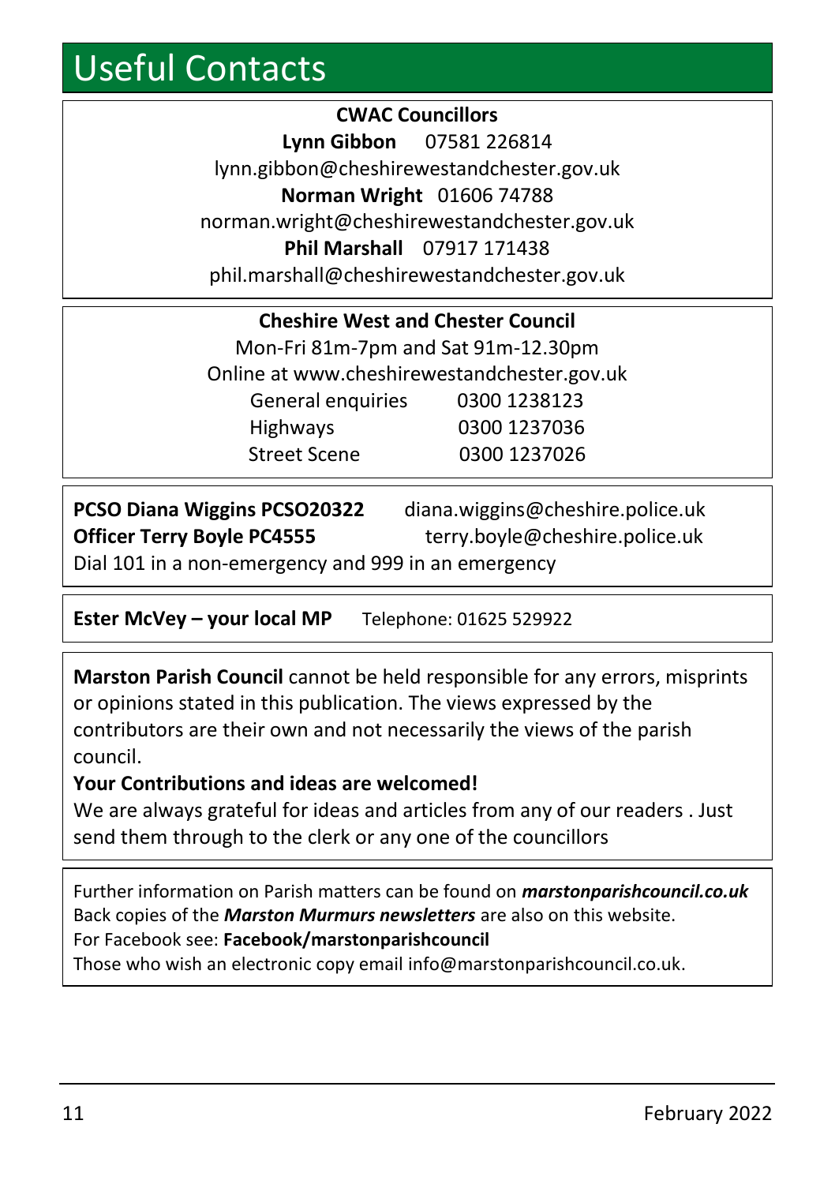# Useful Contacts

**CWAC Councillors**

**Lynn Gibbon** 07581 226814
lynn.gibbon@cheshirewestandchester.gov.uk

**Norman Wright** 01606 74788
norman.wright@cheshirewestandchester.gov.uk

**Phil Marshall** 07917 171438
phil.marshall@cheshirewestandchester.gov.uk

**Cheshire West and Chester Council**

Mon-Fri 81m-7pm and Sat 91m-12.30pm
Online at www.cheshirewestandchester.gov.uk

| | |
|---|---|
| General enquiries | 0300 1238123 |
| Highways | 0300 1237036 |
| Street Scene | 0300 1237026 |

**PCSO Diana Wiggins PCSO20322** diana.wiggins@cheshire.police.uk
**Officer Terry Boyle PC4555** terry.boyle@cheshire.police.uk
Dial 101 in a non-emergency and 999 in an emergency

**Ester McVey – your local MP** Telephone: 01625 529922

**Marston Parish Council** cannot be held responsible for any errors, misprints or opinions stated in this publication. The views expressed by the contributors are their own and not necessarily the views of the parish council.

**Your Contributions and ideas are welcomed!**

We are always grateful for ideas and articles from any of our readers . Just send them through to the clerk or any one of the councillors

Further information on Parish matters can be found on ***marstonparishcouncil.co.uk***
Back copies of the ***Marston Murmurs newsletters*** are also on this website.
For Facebook see: **Facebook/marstonparishcouncil**
Those who wish an electronic copy email info@marstonparishcouncil.co.uk.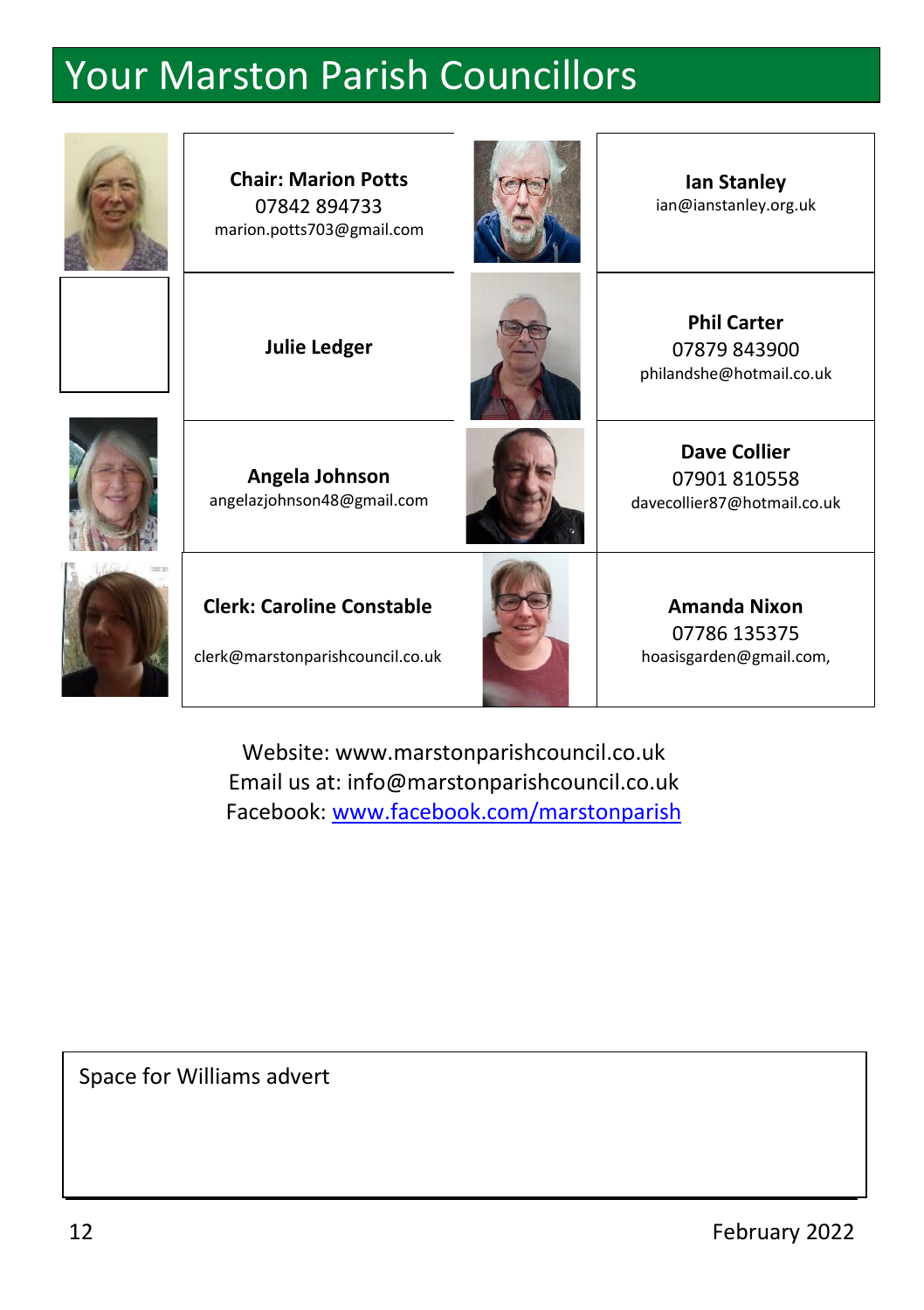# Your Marston Parish Councillors

| | | | |
|---|---|---|---|
| | **Chair: Marion Potts**<br>07842 894733<br>marion.potts703@gmail.com | | **Ian Stanley**<br>ian@ianstanley.org.uk |
| | **Julie Ledger** | | **Phil Carter**<br>07879 843900<br>philandshe@hotmail.co.uk |
| | **Angela Johnson**<br>angelazjohnson48@gmail.com | | **Dave Collier**<br>07901 810558<br>davecollier87@hotmail.co.uk |
| | **Clerk: Caroline Constable**<br>clerk@marstonparishcouncil.co.uk | | **Amanda Nixon**<br>07786 135375<br>hoasisgarden@gmail.com, |

Website: www.marstonparishcouncil.co.uk
Email us at: info@marstonparishcouncil.co.uk
Facebook: www.facebook.com/marstonparish

Space for Williams advert